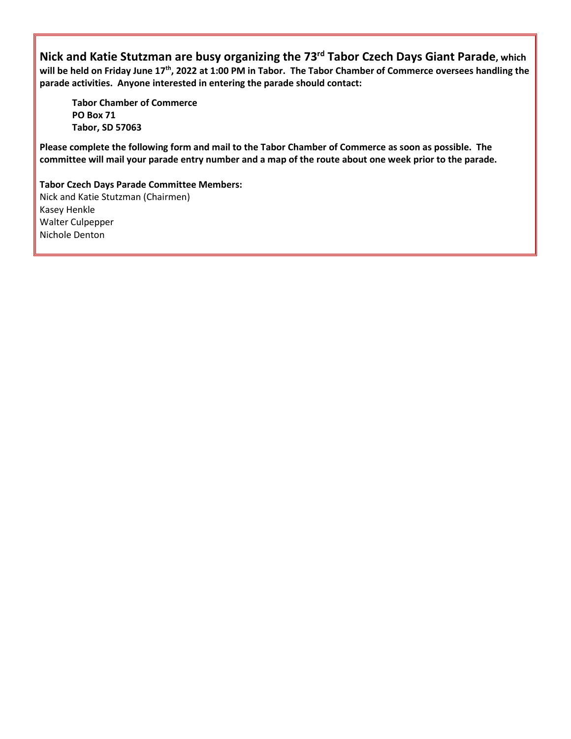**Nick and Katie Stutzman are busy organizing the 73rd Tabor Czech Days Giant Parade, which will be held on Friday June 17th, 2022 at 1:00 PM in Tabor. The Tabor Chamber of Commerce oversees handling the parade activities. Anyone interested in entering the parade should contact:**

**Tabor Chamber of Commerce**
**PO Box 71**
**Tabor, SD 57063**

**Please complete the following form and mail to the Tabor Chamber of Commerce as soon as possible. The committee will mail your parade entry number and a map of the route about one week prior to the parade.**

**Tabor Czech Days Parade Committee Members:**
Nick and Katie Stutzman (Chairmen)
Kasey Henkle
Walter Culpepper
Nichole Denton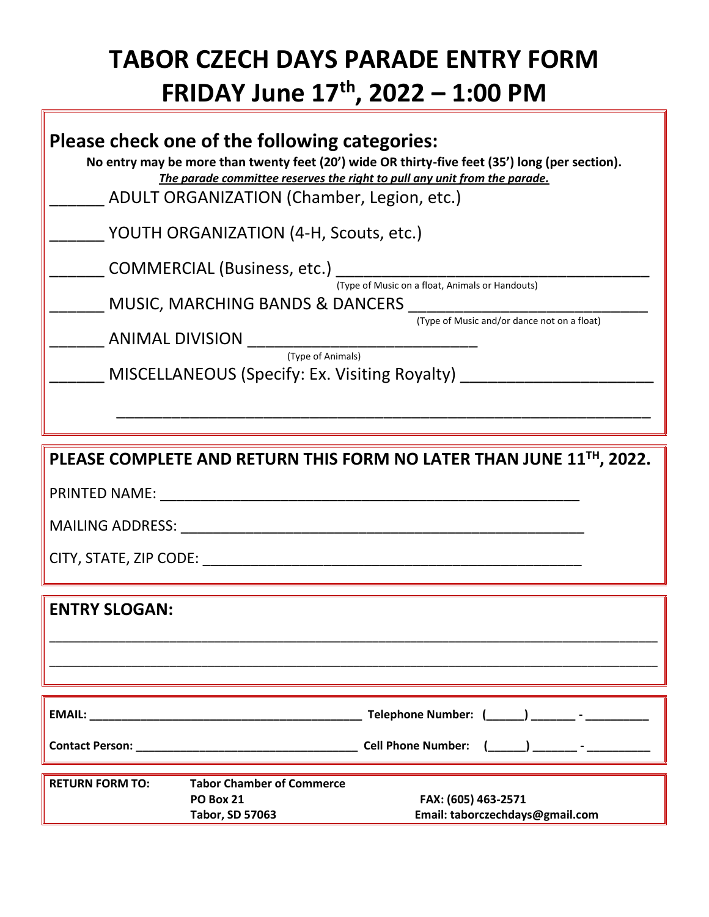# TABOR CZECH DAYS PARADE ENTRY FORM
# FRIDAY June 17th, 2022 – 1:00 PM

## Please check one of the following categories:

**No entry may be more than twenty feet (20') wide OR thirty-five feet (35') long (per section).**

***The parade committee reserves the right to pull any unit from the parade.***

______ ADULT ORGANIZATION (Chamber, Legion, etc.)

______ YOUTH ORGANIZATION (4-H, Scouts, etc.)

______ COMMERCIAL (Business, etc.) ____________________________________
(Type of Music on a float, Animals or Handouts)

______ MUSIC, MARCHING BANDS & DANCERS ___________________________
(Type of Music and/or dance not on a float)

______ ANIMAL DIVISION ___________________________
(Type of Animals)

______ MISCELLANEOUS (Specify: Ex. Visiting Royalty) _____________________

_______________________________________________________________

**PLEASE COMPLETE AND RETURN THIS FORM NO LATER THAN JUNE 11TH, 2022.**

PRINTED NAME: ___________________________________________________

MAILING ADDRESS: ________________________________________________

CITY, STATE, ZIP CODE: ____________________________________________

**ENTRY SLOGAN:**

_______________________________________________________________________________

_______________________________________________________________________________

**EMAIL:** ________________________________________ **Telephone Number: (______) _______ - __________**

**Contact Person:** ________________________________ **Cell Phone Number: (______) _______ - __________**

**RETURN FORM TO:** **Tabor Chamber of Commerce**
**PO Box 21**
**Tabor, SD 57063**

**FAX: (605) 463-2571**
**Email: taborczechdays@gmail.com**